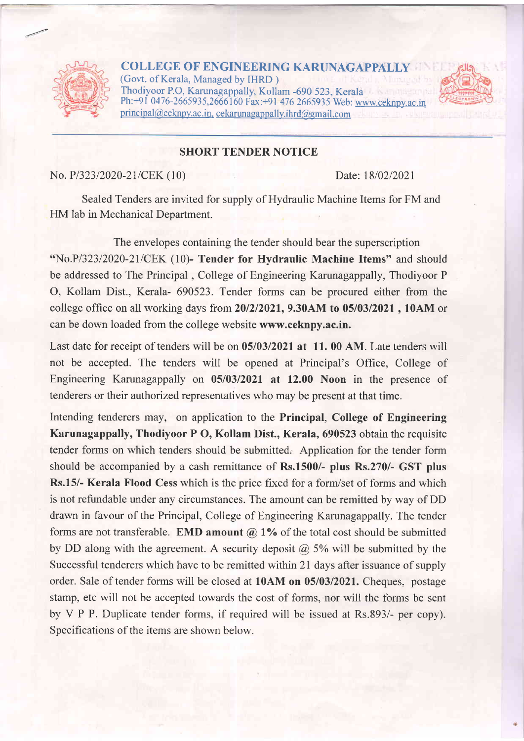# COLLEGE OF ENGINEERING KARUNAGAPPALLY

(Govt. of Kerala, Managed by IHRD )
Thodiyoor P.O, Karunagappally, Kollam -690 523, Kerala
Ph:+91 0476-2665935,2666160 Fax:+91 476 2665935 Web: www.ceknpy.ac.in
principal@ceknpy.ac.in, cekarunagappally.ihrd@gmail.com

## SHORT TENDER NOTICE

No. P/323/2020-21/CEK (10) Date: 18/02/2021

Sealed Tenders are invited for supply of Hydraulic Machine Items for FM and HM lab in Mechanical Department.

The envelopes containing the tender should bear the superscription "No.P/323/2020-21/CEK (10)- **Tender for Hydraulic Machine Items**" and should be addressed to The Principal , College of Engineering Karunagappally, Thodiyoor P O, Kollam Dist., Kerala- 690523. Tender forms can be procured either from the college office on all working days from **20/2/2021, 9.30AM to 05/03/2021 , 10AM** or can be down loaded from the college website **www.ceknpy.ac.in.**

Last date for receipt of tenders will be on **05/03/2021 at 11. 00 AM**. Late tenders will not be accepted. The tenders will be opened at Principal's Office, College of Engineering Karunagappally on **05/03/2021 at 12.00 Noon** in the presence of tenderers or their authorized representatives who may be present at that time.

Intending tenderers may, on application to the **Principal, College of Engineering Karunagappally, Thodiyoor P O, Kollam Dist., Kerala, 690523** obtain the requisite tender forms on which tenders should be submitted. Application for the tender form should be accompanied by a cash remittance of **Rs.1500/- plus Rs.270/- GST plus Rs.15/- Kerala Flood Cess** which is the price fixed for a form/set of forms and which is not refundable under any circumstances. The amount can be remitted by way of DD drawn in favour of the Principal, College of Engineering Karunagappally. The tender forms are not transferable. **EMD amount @ 1%** of the total cost should be submitted by DD along with the agreement. A security deposit @ 5% will be submitted by the Successful tenderers which have to be remitted within 21 days after issuance of supply order. Sale of tender forms will be closed at **10AM on 05/03/2021.** Cheques, postage stamp, etc will not be accepted towards the cost of forms, nor will the forms be sent by V P P. Duplicate tender forms, if required will be issued at Rs.893/- per copy). Specifications of the items are shown below.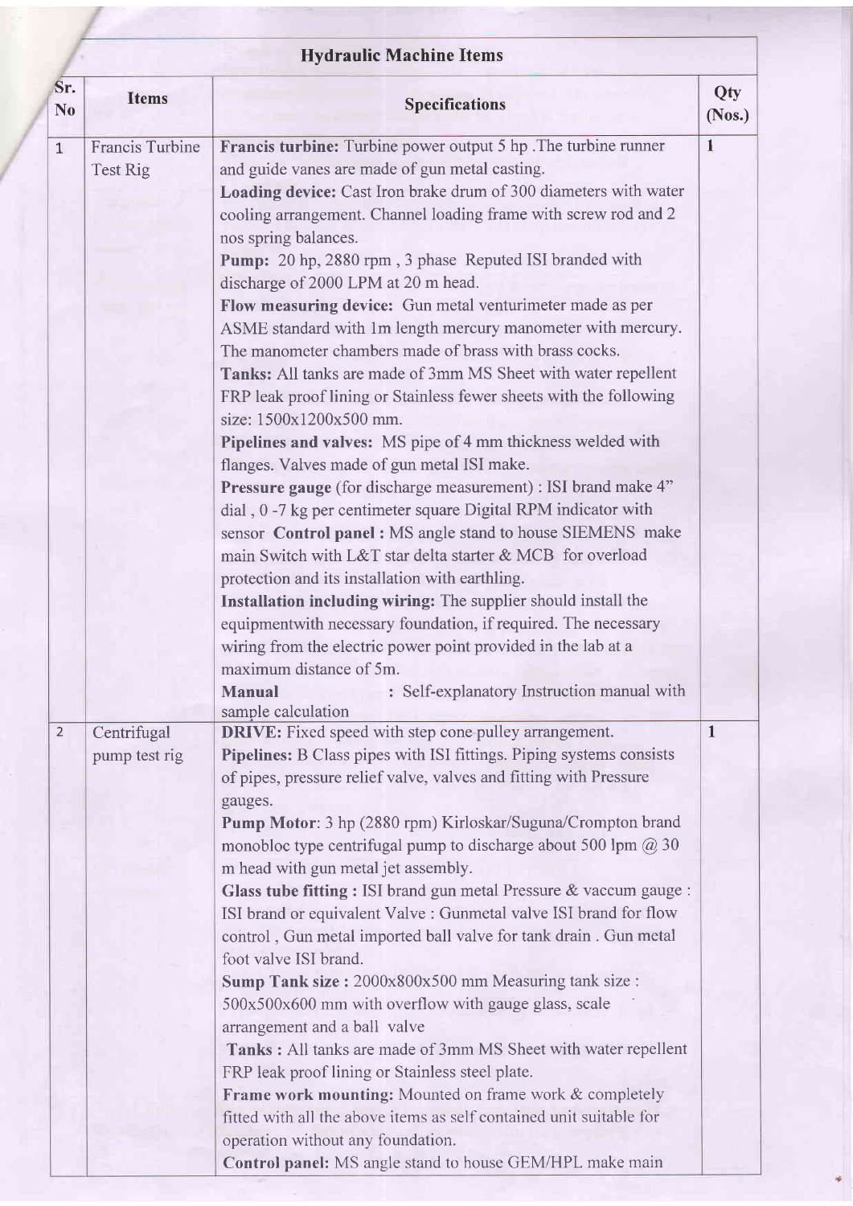| Sr. No | Items | Specifications | Qty (Nos.) |
|---|---|---|---|
| 1 | Francis Turbine Test Rig | **Francis turbine:** Turbine power output 5 hp .The turbine runner and guide vanes are made of gun metal casting.<br>**Loading device:** Cast Iron brake drum of 300 diameters with water cooling arrangement. Channel loading frame with screw rod and 2 nos spring balances.<br>**Pump:** 20 hp, 2880 rpm , 3 phase Reputed ISI branded with discharge of 2000 LPM at 20 m head.<br>**Flow measuring device:** Gun metal venturimeter made as per ASME standard with 1m length mercury manometer with mercury. The manometer chambers made of brass with brass cocks.<br>**Tanks:** All tanks are made of 3mm MS Sheet with water repellent FRP leak proof lining or Stainless fewer sheets with the following size: 1500x1200x500 mm.<br>**Pipelines and valves:** MS pipe of 4 mm thickness welded with flanges. Valves made of gun metal ISI make.<br>**Pressure gauge** (for discharge measurement) : ISI brand make 4" dial , 0 -7 kg per centimeter square Digital RPM indicator with sensor **Control panel :** MS angle stand to house SIEMENS make main Switch with L&T star delta starter & MCB for overload protection and its installation with earthling.<br>**Installation including wiring:** The supplier should install the equipmentwith necessary foundation, if required. The necessary wiring from the electric power point provided in the lab at a maximum distance of 5m.<br>**Manual** : Self-explanatory Instruction manual with sample calculation | 1 |
| 2 | Centrifugal pump test rig | **DRIVE:** Fixed speed with step cone pulley arrangement.<br>**Pipelines:** B Class pipes with ISI fittings. Piping systems consists of pipes, pressure relief valve, valves and fitting with Pressure gauges.<br>**Pump Motor**: 3 hp (2880 rpm) Kirloskar/Suguna/Crompton brand monobloc type centrifugal pump to discharge about 500 lpm @ 30 m head with gun metal jet assembly.<br>**Glass tube fitting :** ISI brand gun metal Pressure & vaccum gauge : ISI brand or equivalent Valve : Gunmetal valve ISI brand for flow control , Gun metal imported ball valve for tank drain . Gun metal foot valve ISI brand.<br>**Sump Tank size :** 2000x800x500 mm Measuring tank size : 500x500x600 mm with overflow with gauge glass, scale arrangement and a ball valve<br>**Tanks :** All tanks are made of 3mm MS Sheet with water repellent FRP leak proof lining or Stainless steel plate.<br>**Frame work mounting:** Mounted on frame work & completely fitted with all the above items as self contained unit suitable for operation without any foundation.<br>**Control panel:** MS angle stand to house GEM/HPL make main | 1 |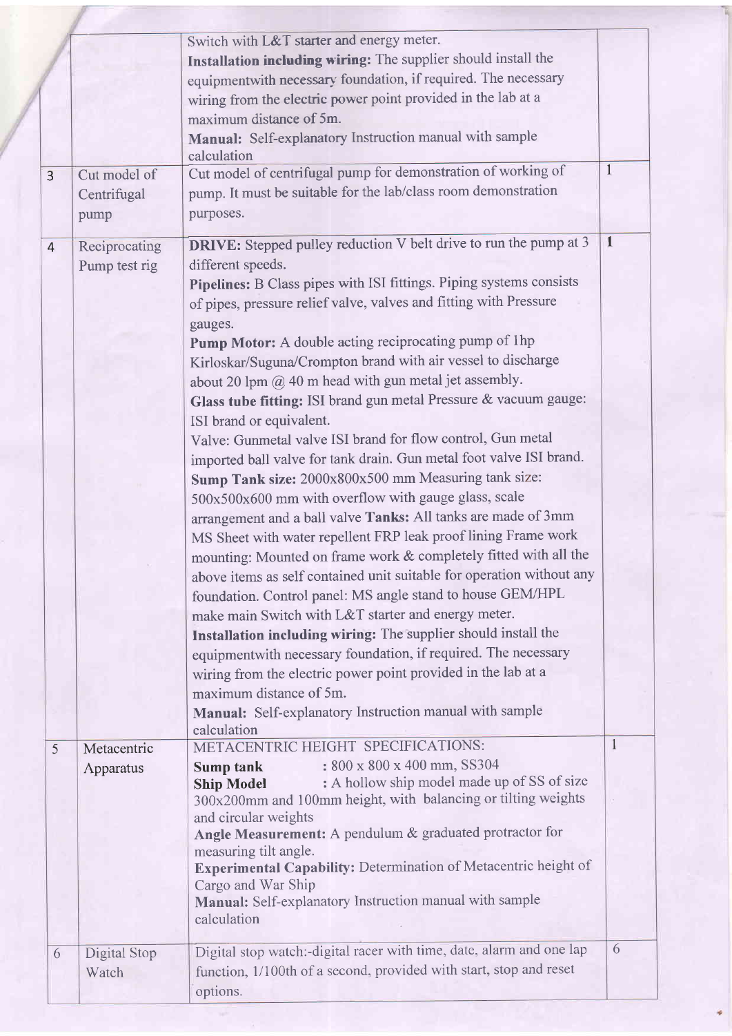| | | | |
|---|---|---|---|
| | | Switch with L&T starter and energy meter.<br>**Installation including wiring:** The supplier should install the equipmentwith necessary foundation, if required. The necessary wiring from the electric power point provided in the lab at a maximum distance of 5m.<br>**Manual:** Self-explanatory Instruction manual with sample calculation | |
| 3 | Cut model of Centrifugal pump | Cut model of centrifugal pump for demonstration of working of pump. It must be suitable for the lab/class room demonstration purposes. | 1 |
| 4 | Reciprocating Pump test rig | **DRIVE:** Stepped pulley reduction V belt drive to run the pump at 3 different speeds.<br>**Pipelines:** B Class pipes with ISI fittings. Piping systems consists of pipes, pressure relief valve, valves and fitting with Pressure gauges.<br>**Pump Motor:** A double acting reciprocating pump of 1hp Kirloskar/Suguna/Crompton brand with air vessel to discharge about 20 lpm @ 40 m head with gun metal jet assembly.<br>**Glass tube fitting:** ISI brand gun metal Pressure & vacuum gauge: ISI brand or equivalent.<br>Valve: Gunmetal valve ISI brand for flow control, Gun metal imported ball valve for tank drain. Gun metal foot valve ISI brand.<br>**Sump Tank size:** 2000x800x500 mm Measuring tank size: 500x500x600 mm with overflow with gauge glass, scale arrangement and a ball valve **Tanks:** All tanks are made of 3mm MS Sheet with water repellent FRP leak proof lining Frame work mounting: Mounted on frame work & completely fitted with all the above items as self contained unit suitable for operation without any foundation. Control panel: MS angle stand to house GEM/HPL make main Switch with L&T starter and energy meter.<br>**Installation including wiring:** The supplier should install the equipmentwith necessary foundation, if required. The necessary wiring from the electric power point provided in the lab at a maximum distance of 5m.<br>**Manual:** Self-explanatory Instruction manual with sample calculation | 1 |
| 5 | Metacentric Apparatus | METACENTRIC HEIGHT SPECIFICATIONS:<br>**Sump tank** : 800 x 800 x 400 mm, SS304<br>**Ship Model** : A hollow ship model made up of SS of size 300x200mm and 100mm height, with balancing or tilting weights and circular weights<br>**Angle Measurement:** A pendulum & graduated protractor for measuring tilt angle.<br>**Experimental Capability:** Determination of Metacentric height of Cargo and War Ship<br>**Manual:** Self-explanatory Instruction manual with sample calculation | 1 |
| 6 | Digital Stop Watch | Digital stop watch:-digital racer with time, date, alarm and one lap function, 1/100th of a second, provided with start, stop and reset options. | 6 |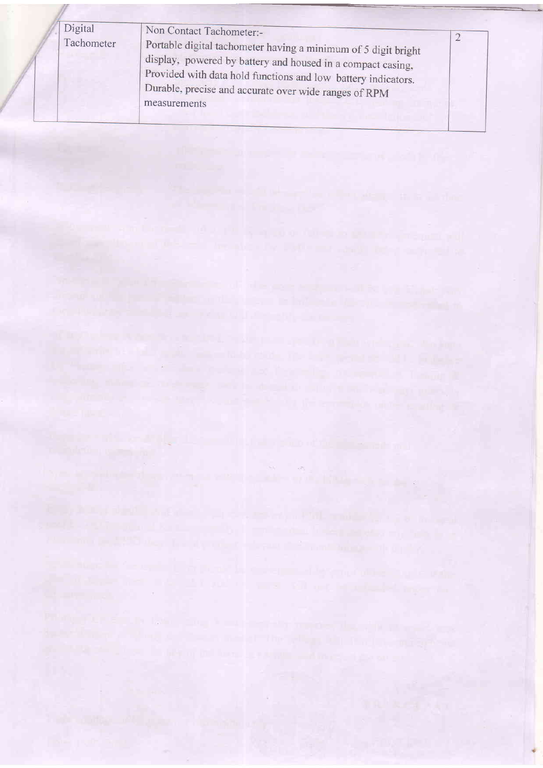| Digital Tachometer | Non Contact Tachometer:- Portable digital tachometer having a minimum of 5 digit bright display, powered by battery and housed in a compact casing, Provided with data hold functions and low battery indicators. Durable, precise and accurate over wide ranges of RPM measurements | 2 |
|---|---|---|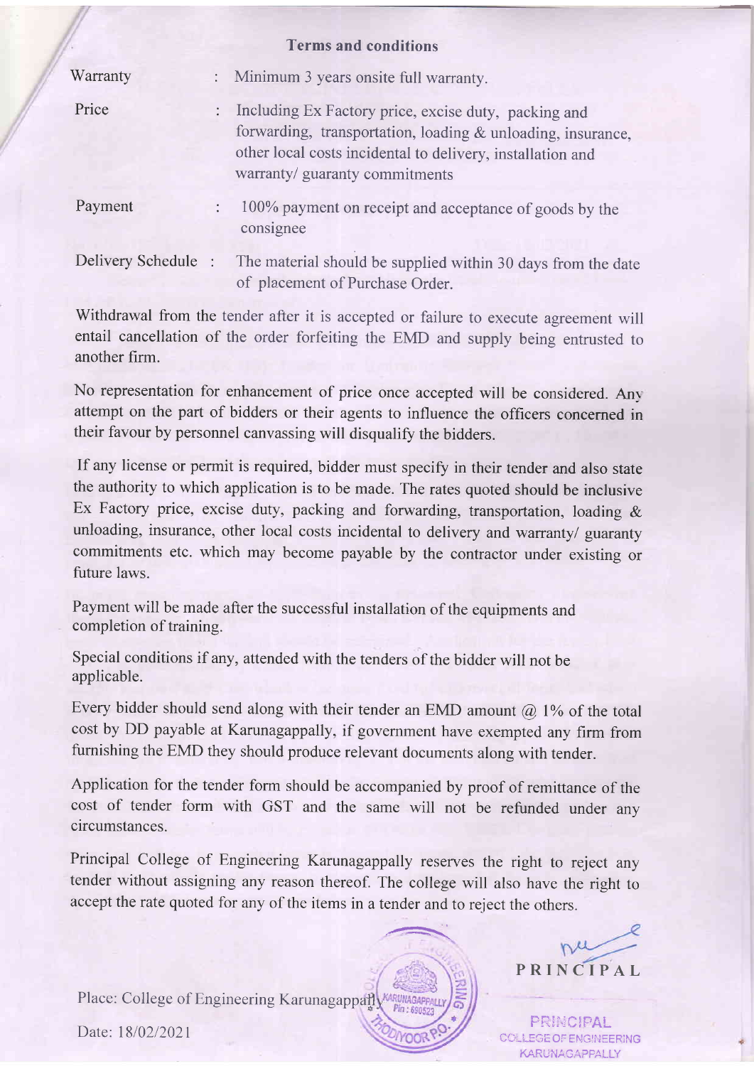## Terms and conditions

| | | |
|---|---|---|
| Warranty | : | Minimum 3 years onsite full warranty. |
| Price | : | Including Ex Factory price, excise duty, packing and forwarding, transportation, loading & unloading, insurance, other local costs incidental to delivery, installation and warranty/ guaranty commitments |
| Payment | : | 100% payment on receipt and acceptance of goods by the consignee |
| Delivery Schedule | : | The material should be supplied within 30 days from the date of placement of Purchase Order. |

Withdrawal from the tender after it is accepted or failure to execute agreement will entail cancellation of the order forfeiting the EMD and supply being entrusted to another firm.

No representation for enhancement of price once accepted will be considered. Any attempt on the part of bidders or their agents to influence the officers concerned in their favour by personnel canvassing will disqualify the bidders.

If any license or permit is required, bidder must specify in their tender and also state the authority to which application is to be made. The rates quoted should be inclusive Ex Factory price, excise duty, packing and forwarding, transportation, loading & unloading, insurance, other local costs incidental to delivery and warranty/ guaranty commitments etc. which may become payable by the contractor under existing or future laws.

Payment will be made after the successful installation of the equipments and completion of training.

Special conditions if any, attended with the tenders of the bidder will not be applicable.

Every bidder should send along with their tender an EMD amount @ 1% of the total cost by DD payable at Karunagappally, if government have exempted any firm from furnishing the EMD they should produce relevant documents along with tender.

Application for the tender form should be accompanied by proof of remittance of the cost of tender form with GST and the same will not be refunded under any circumstances.

Principal College of Engineering Karunagappally reserves the right to reject any tender without assigning any reason thereof. The college will also have the right to accept the rate quoted for any of the items in a tender and to reject the others.

Place: College of Engineering Karunagappally

Date: 18/02/2021

PRINCIPAL

PRINCIPAL
COLLEGE OF ENGINEERING
KARUNAGAPPALLY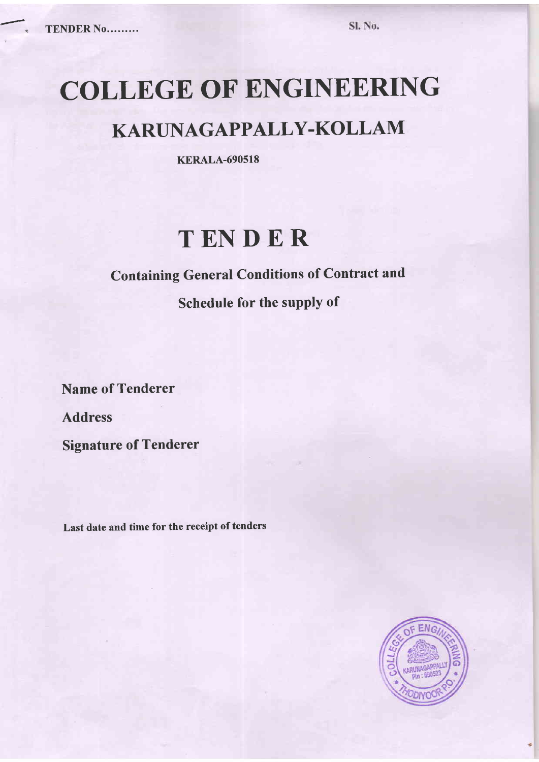TENDER No……… Sl. No.

# COLLEGE OF ENGINEERING

## KARUNAGAPPALLY-KOLLAM

**KERALA-690518**

# TENDER

### Containing General Conditions of Contract and

### Schedule for the supply of

**Name of Tenderer**

**Address**

**Signature of Tenderer**

**Last date and time for the receipt of tenders**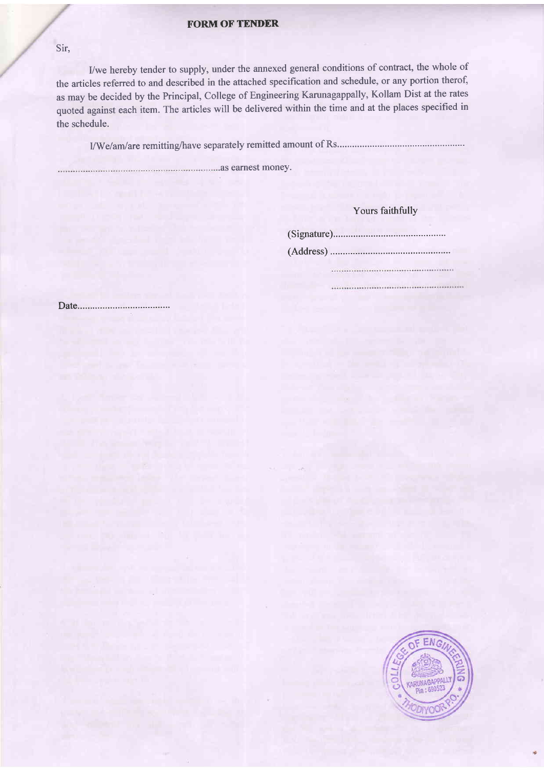## FORM OF TENDER

Sir,

I/we hereby tender to supply, under the annexed general conditions of contract, the whole of the articles referred to and described in the attached specification and schedule, or any portion therof, as may be decided by the Principal, College of Engineering Karunagappally, Kollam Dist at the rates quoted against each item. The articles will be delivered within the time and at the places specified in the schedule.

I/We/am/are remitting/have separately remitted amount of Rs.................................................

..............................................................as earnest money.

Yours faithfully

(Signature).............................................

(Address) ................................................

.................................................

.................................................

Date.....................................

COLLEGE OF ENGINEERING KARUNAGAPPALLY Pin : 690523 THODIYOOR PO.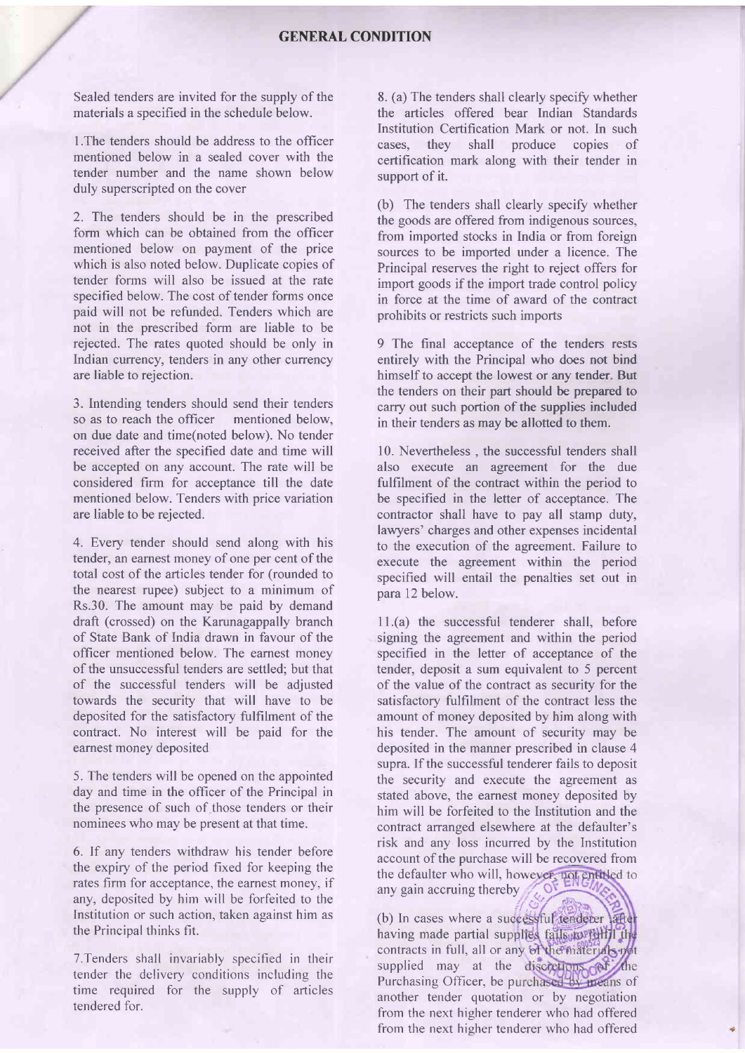# GENERAL CONDITION

Sealed tenders are invited for the supply of the materials a specified in the schedule below.

1.The tenders should be address to the officer mentioned below in a sealed cover with the tender number and the name shown below duly superscripted on the cover

2. The tenders should be in the prescribed form which can be obtained from the officer mentioned below on payment of the price which is also noted below. Duplicate copies of tender forms will also be issued at the rate specified below. The cost of tender forms once paid will not be refunded. Tenders which are not in the prescribed form are liable to be rejected. The rates quoted should be only in Indian currency, tenders in any other currency are liable to rejection.

3. Intending tenders should send their tenders so as to reach the officer mentioned below, on due date and time(noted below). No tender received after the specified date and time will be accepted on any account. The rate will be considered firm for acceptance till the date mentioned below. Tenders with price variation are liable to be rejected.

4. Every tender should send along with his tender, an earnest money of one per cent of the total cost of the articles tender for (rounded to the nearest rupee) subject to a minimum of Rs.30. The amount may be paid by demand draft (crossed) on the Karunagappally branch of State Bank of India drawn in favour of the officer mentioned below. The earnest money of the unsuccessful tenders are settled; but that of the successful tenders will be adjusted towards the security that will have to be deposited for the satisfactory fulfilment of the contract. No interest will be paid for the earnest money deposited

5. The tenders will be opened on the appointed day and time in the officer of the Principal in the presence of such of those tenders or their nominees who may be present at that time.

6. If any tenders withdraw his tender before the expiry of the period fixed for keeping the rates firm for acceptance, the earnest money, if any, deposited by him will be forfeited to the Institution or such action, taken against him as the Principal thinks fit.

7.Tenders shall invariably specified in their tender the delivery conditions including the time required for the supply of articles tendered for.

8. (a) The tenders shall clearly specify whether the articles offered bear Indian Standards Institution Certification Mark or not. In such cases, they shall produce copies of certification mark along with their tender in support of it.

(b) The tenders shall clearly specify whether the goods are offered from indigenous sources, from imported stocks in India or from foreign sources to be imported under a licence. The Principal reserves the right to reject offers for import goods if the import trade control policy in force at the time of award of the contract prohibits or restricts such imports

9 The final acceptance of the tenders rests entirely with the Principal who does not bind himself to accept the lowest or any tender. But the tenders on their part should be prepared to carry out such portion of the supplies included in their tenders as may be allotted to them.

10. Nevertheless , the successful tenders shall also execute an agreement for the due fulfilment of the contract within the period to be specified in the letter of acceptance. The contractor shall have to pay all stamp duty, lawyers' charges and other expenses incidental to the execution of the agreement. Failure to execute the agreement within the period specified will entail the penalties set out in para 12 below.

11.(a) the successful tenderer shall, before signing the agreement and within the period specified in the letter of acceptance of the tender, deposit a sum equivalent to 5 percent of the value of the contract as security for the satisfactory fulfilment of the contract less the amount of money deposited by him along with his tender. The amount of security may be deposited in the manner prescribed in clause 4 supra. If the successful tenderer fails to deposit the security and execute the agreement as stated above, the earnest money deposited by him will be forfeited to the Institution and the contract arranged elsewhere at the defaulter's risk and any loss incurred by the Institution account of the purchase will be recovered from the defaulter who will, however, not entitled to any gain accruing thereby

(b) In cases where a successful tenderer after having made partial supplies fails to fulfil the contracts in full, all or any of the materials not supplied may at the discretions of the Purchasing Officer, be purchased by means of another tender quotation or by negotiation from the next higher tenderer who had offered from the next higher tenderer who had offered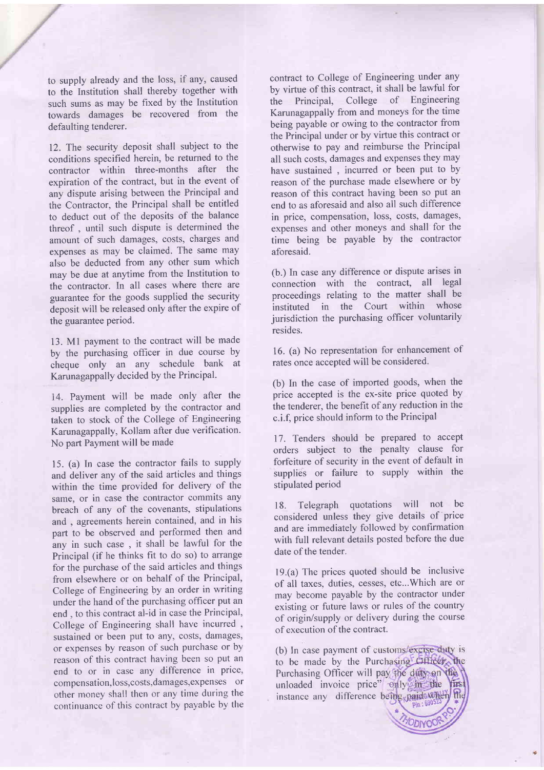to supply already and the loss, if any, caused to the Institution shall thereby together with such sums as may be fixed by the Institution towards damages be recovered from the defaulting tenderer.

12. The security deposit shall subject to the conditions specified herein, be returned to the contractor within three-months after the expiration of the contract, but in the event of any dispute arising between the Principal and the Contractor, the Principal shall be entitled to deduct out of the deposits of the balance threof , until such dispute is determined the amount of such damages, costs, charges and expenses as may be claimed. The same may also be deducted from any other sum which may be due at anytime from the Institution to the contractor. In all cases where there are guarantee for the goods supplied the security deposit will be released only after the expire of the guarantee period.

13. Ml payment to the contract will be made by the purchasing officer in due course by cheque only an any schedule bank at Karunagappally decided by the Principal.

14. Payment will be made only after the supplies are completed by the contractor and taken to stock of the College of Engineering Karunagappally, Kollam after due verification. No part Payment will be made

15. (a) In case the contractor fails to supply and deliver any of the said articles and things within the time provided for delivery of the same, or in case the contractor commits any breach of any of the covenants, stipulations and , agreements herein contained, and in his part to be observed and performed then and any in such case , it shall be lawful for the Principal (if he thinks fit to do so) to arrange for the purchase of the said articles and things from elsewhere or on behalf of the Principal, College of Engineering by an order in writing under the hand of the purchasing officer put an end , to this contract al-id in case the Principal, College of Engineering shall have incurred , sustained or been put to any, costs, damages, or expenses by reason of such purchase or by reason of this contract having been so put an end to or in case any difference in price, compensation,loss,costs,damages,expenses or other money shall then or any time during the continuance of this contract by payable by the contract to College of Engineering under any by virtue of this contract, it shall be lawful for the Principal, College of Engineering Karunagappally from and moneys for the time being payable or owing to the contractor from the Principal under or by virtue this contract or otherwise to pay and reimburse the Principal all such costs, damages and expenses they may have sustained , incurred or been put to by reason of the purchase made elsewhere or by reason of this contract having been so put an end to as aforesaid and also all such difference in price, compensation, loss, costs, damages, expenses and other moneys and shall for the time being be payable by the contractor aforesaid.

(b.) In case any difference or dispute arises in connection with the contract, all legal proceedings relating to the matter shall be instituted in the Court within whose jurisdiction the purchasing officer voluntarily resides.

16. (a) No representation for enhancement of rates once accepted will be considered.

(b) In the case of imported goods, when the price accepted is the ex-site price quoted by the tenderer, the benefit of any reduction in the c.i.f, price should inform to the Principal

17. Tenders should be prepared to accept orders subject to the penalty clause for forfeiture of security in the event of default in supplies or failure to supply within the stipulated period

18. Telegraph quotations will not be considered unless they give details of price and are immediately followed by confirmation with full relevant details posted before the due date of the tender.

19.(a) The prices quoted should be inclusive of all taxes, duties, cesses, etc...Which are or may become payable by the contractor under existing or future laws or rules of the country of origin/supply or delivery during the course of execution of the contract.

(b) In case payment of customs/excise duty is to be made by the Purchasing Officer, the Purchasing Officer will pay the duty on the unloaded invoice price" only in the first instance any difference being paid when the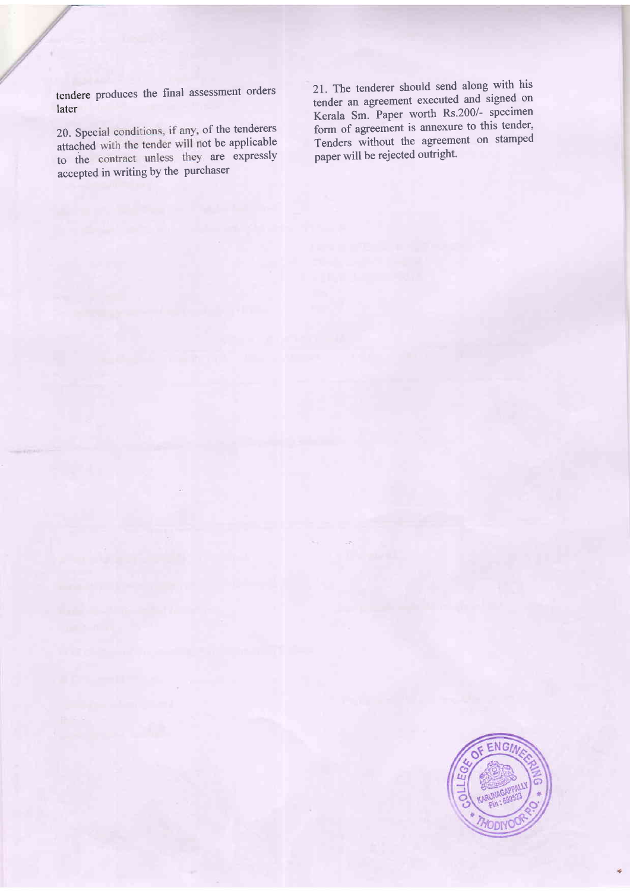tendere produces the final assessment orders later

20. Special conditions, if any, of the tenderers attached with the tender will not be applicable to the contract unless they are expressly accepted in writing by the purchaser

21. The tenderer should send along with his tender an agreement executed and signed on Kerala Sm. Paper worth Rs.200/- specimen form of agreement is annexure to this tender, Tenders without the agreement on stamped paper will be rejected outright.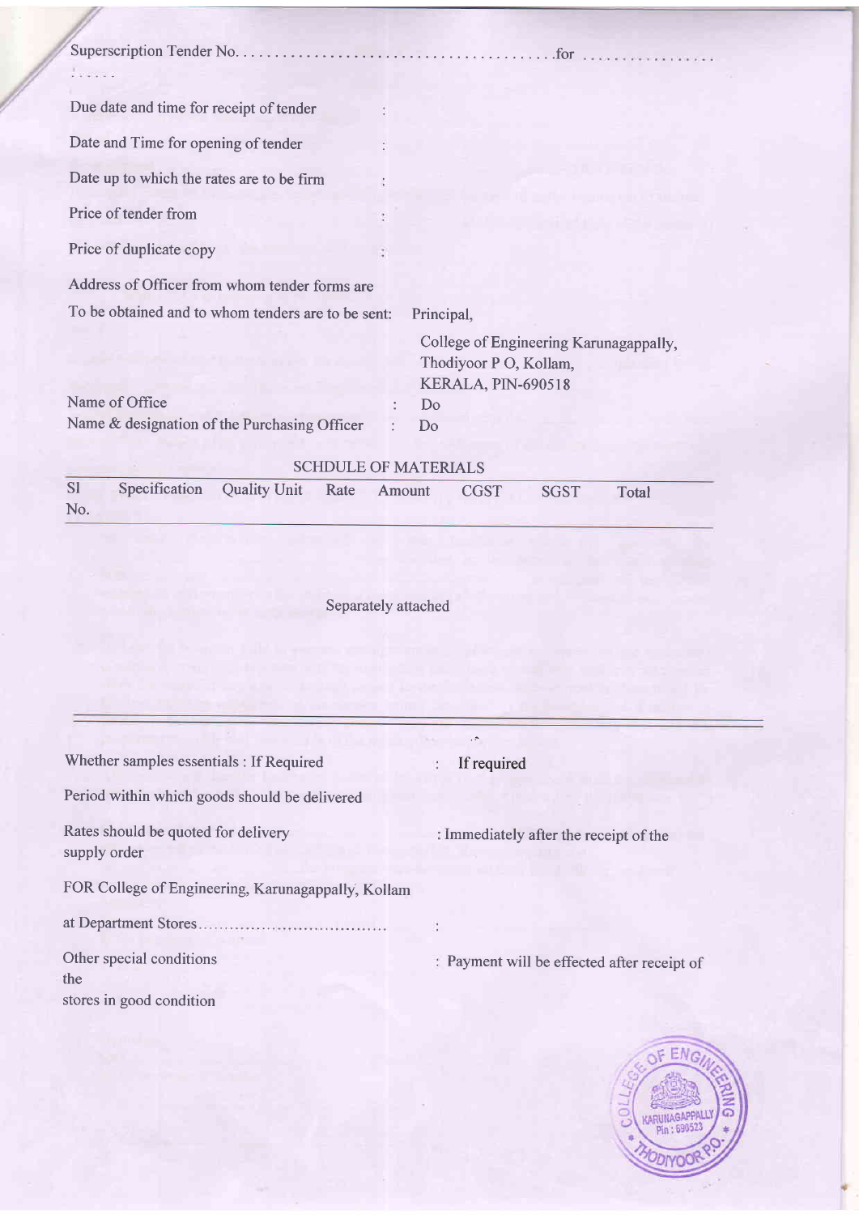Superscription Tender No. .......................................... for ..................
......

Due date and time for receipt of tender :

Date and Time for opening of tender :

Date up to which the rates are to be firm :

Price of tender from :

Price of duplicate copy :

Address of Officer from whom tender forms are

To be obtained and to whom tenders are to be sent: Principal,

College of Engineering Karunagappally,
Thodiyoor P O, Kollam,
KERALA, PIN-690518

Name of Office : Do

Name & designation of the Purchasing Officer : Do

SCHDULE OF MATERIALS

| Sl No. | Specification | Quality Unit | Rate | Amount | CGST | SGST | Total |
|---|---|---|---|---|---|---|---|

Separately attached

---

Whether samples essentials : If Required : If required

Period within which goods should be delivered

Rates should be quoted for delivery : Immediately after the receipt of the supply order

FOR College of Engineering, Karunagappally, Kollam

at Department Stores.................................... :

Other special conditions : Payment will be effected after receipt of the stores in good condition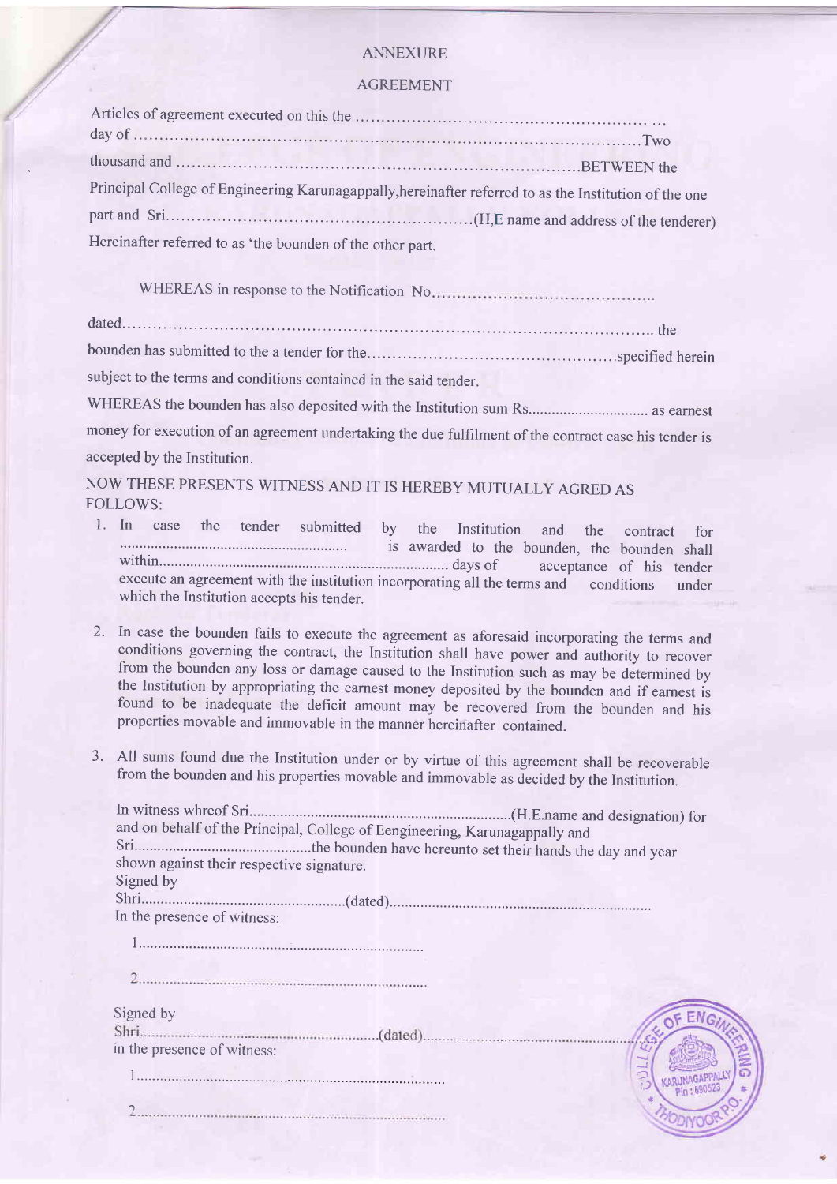# ANNEXURE

## AGREEMENT

Articles of agreement executed on this the ........................................................... ... day of ..................................................................................................Two thousand and .............................................................................BETWEEN the Principal College of Engineering Karunagappally,hereinafter referred to as the Institution of the one part and Sri.........................................................(H,E name and address of the tenderer) Hereinafter referred to as 'the bounden of the other part.

WHEREAS in response to the Notification No..........................................

dated................................................................................................... the bounden has submitted to the a tender for the...............................................specified herein subject to the terms and conditions contained in the said tender.

WHEREAS the bounden has also deposited with the Institution sum Rs.............................. as earnest money for execution of an agreement undertaking the due fulfilment of the contract case his tender is accepted by the Institution.

NOW THESE PRESENTS WITNESS AND IT IS HEREBY MUTUALLY AGRED AS FOLLOWS:

1. In case the tender submitted by the Institution and the contract for ......................................................... is awarded to the bounden, the bounden shall within......................................................................... days of acceptance of his tender execute an agreement with the institution incorporating all the terms and conditions under which the Institution accepts his tender.

2. In case the bounden fails to execute the agreement as aforesaid incorporating the terms and conditions governing the contract, the Institution shall have power and authority to recover from the bounden any loss or damage caused to the Institution such as may be determined by the Institution by appropriating the earnest money deposited by the bounden and if earnest is found to be inadequate the deficit amount may be recovered from the bounden and his properties movable and immovable in the manner hereinafter contained.

3. All sums found due the Institution under or by virtue of this agreement shall be recoverable from the bounden and his properties movable and immovable as decided by the Institution.

In witness whreof Sri..................................................................(H.E.name and designation) for and on behalf of the Principal, College of Eengineering, Karunagappally and Sri.............................................the bounden have hereunto set their hands the day and year shown against their respective signature.

Signed by

Shri...................................................(dated)...................................................................

In the presence of witness:

1........................................................................

2........................................................................

Signed by

Shri...........................................................(dated)...................................................................

in the presence of witness:

1........................................................................

2........................................................................